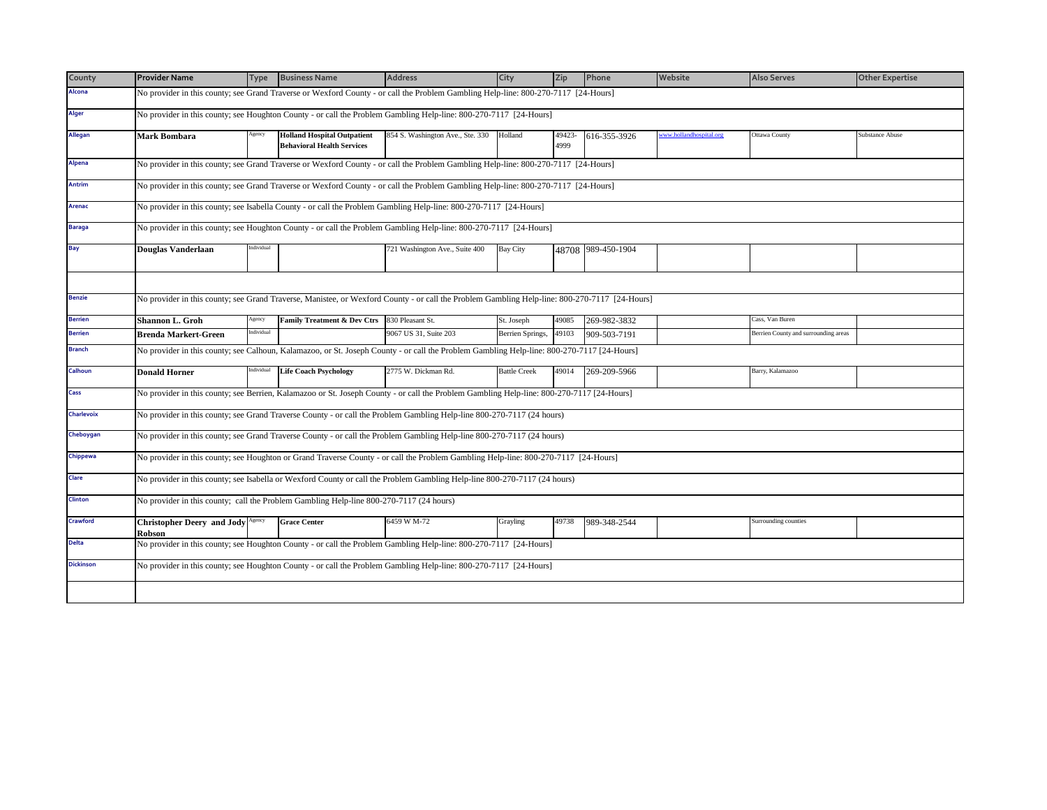| County | Provider Name | Type | Business Name | Address | City | Zip | Phone | Website | Also Serves | Other Expertise |
|---|---|---|---|---|---|---|---|---|---|---|
| Alcona | No provider in this county; see Grand Traverse or Wexford County - or call the Problem Gambling Help-line: 800-270-7117 [24-Hours] | | | | | | | | | |
| Alger | No provider in this county; see Houghton County - or call the Problem Gambling Help-line: 800-270-7117 [24-Hours] | | | | | | | | | |
| Allegan | **Mark Bombara** | Agency | **Holland Hospital Outpatient Behavioral Health Services** | 854 S. Washington Ave., Ste. 330 | Holland | 49423-4999 | 616-355-3926 | www.hollandhospital.org | Ottawa County | Substance Abuse |
| Alpena | No provider in this county; see Grand Traverse or Wexford County - or call the Problem Gambling Help-line: 800-270-7117 [24-Hours] | | | | | | | | | |
| Antrim | No provider in this county; see Grand Traverse or Wexford County - or call the Problem Gambling Help-line: 800-270-7117 [24-Hours] | | | | | | | | | |
| Arenac | No provider in this county; see Isabella County - or call the Problem Gambling Help-line: 800-270-7117 [24-Hours] | | | | | | | | | |
| Baraga | No provider in this county; see Houghton County - or call the Problem Gambling Help-line: 800-270-7117 [24-Hours] | | | | | | | | | |
| Bay | **Douglas Vanderlaan** | Individual | | 721 Washington Ave., Suite 400 | Bay City | 48708 | 989-450-1904 | | | |
| | | | | | | | | | | |
| Benzie | No provider in this county; see Grand Traverse, Manistee, or Wexford County - or call the Problem Gambling Help-line: 800-270-7117 [24-Hours] | | | | | | | | | |
| Berrien | **Shannon L. Groh** | Agency | **Family Treatment & Dev Ctrs** | 830 Pleasant St. | St. Joseph | 49085 | 269-982-3832 | | Cass, Van Buren | |
| Berrien | **Brenda Markert-Green** | Individual | | 9067 US 31, Suite 203 | Berrien Springs, | 49103 | 909-503-7191 | | Berrien County and surrounding areas | |
| Branch | No provider in this county; see Calhoun, Kalamazoo, or St. Joseph County - or call the Problem Gambling Help-line: 800-270-7117 [24-Hours] | | | | | | | | | |
| Calhoun | **Donald Horner** | Individual | **Life Coach Psychology** | 2775 W. Dickman Rd. | Battle Creek | 49014 | 269-209-5966 | | Barry, Kalamazoo | |
| Cass | No provider in this county; see Berrien, Kalamazoo or St. Joseph County - or call the Problem Gambling Help-line: 800-270-7117 [24-Hours] | | | | | | | | | |
| Charlevoix | No provider in this county; see Grand Traverse County - or call the Problem Gambling Help-line 800-270-7117 (24 hours) | | | | | | | | | |
| Cheboygan | No provider in this county; see Grand Traverse County - or call the Problem Gambling Help-line 800-270-7117 (24 hours) | | | | | | | | | |
| Chippewa | No provider in this county; see Houghton or Grand Traverse County - or call the Problem Gambling Help-line: 800-270-7117 [24-Hours] | | | | | | | | | |
| Clare | No provider in this county; see Isabella or Wexford County or call the Problem Gambling Help-line 800-270-7117 (24 hours) | | | | | | | | | |
| Clinton | No provider in this county; call the Problem Gambling Help-line 800-270-7117 (24 hours) | | | | | | | | | |
| Crawford | **Christopher Deery and Jody Robson** | Agency | **Grace Center** | 6459 W M-72 | Grayling | 49738 | 989-348-2544 | | Surrounding counties | |
| Delta | No provider in this county; see Houghton County - or call the Problem Gambling Help-line: 800-270-7117 [24-Hours] | | | | | | | | | |
| Dickinson | No provider in this county; see Houghton County - or call the Problem Gambling Help-line: 800-270-7117 [24-Hours] | | | | | | | | | |
| | | | | | | | | | | |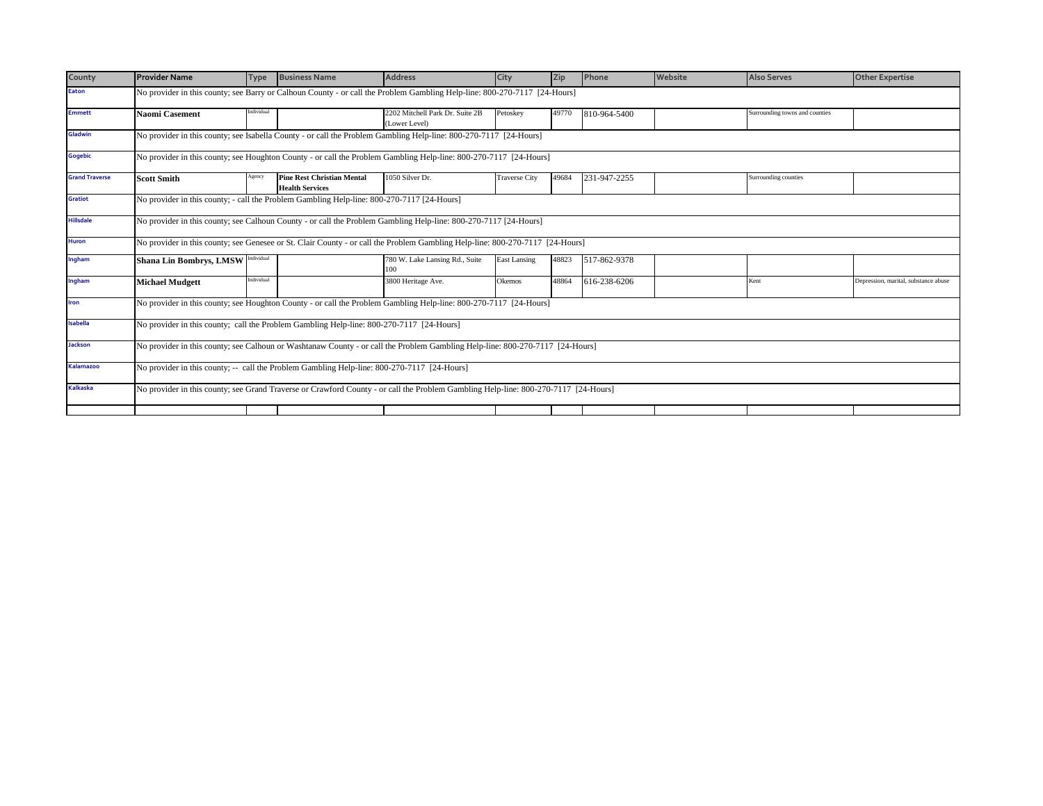| County | Provider Name | Type | Business Name | Address | City | Zip | Phone | Website | Also Serves | Other Expertise |
|---|---|---|---|---|---|---|---|---|---|---|
| Eaton | No provider in this county; see Barry or Calhoun County - or call the Problem Gambling Help-line: 800-270-7117 [24-Hours] | | | | | | | | | |
| Emmett | **Naomi Casement** | Individual | | 2202 Mitchell Park Dr. Suite 2B (Lower Level) | Petoskey | 49770 | 810-964-5400 | | Surrounding towns and counties | |
| Gladwin | No provider in this county; see Isabella County - or call the Problem Gambling Help-line: 800-270-7117 [24-Hours] | | | | | | | | | |
| Gogebic | No provider in this county; see Houghton County - or call the Problem Gambling Help-line: 800-270-7117 [24-Hours] | | | | | | | | | |
| Grand Traverse | **Scott Smith** | Agency | **Pine Rest Christian Mental Health Services** | 1050 Silver Dr. | Traverse City | 49684 | 231-947-2255 | | Surrounding counties | |
| Gratiot | No provider in this county; - call the Problem Gambling Help-line: 800-270-7117 [24-Hours] | | | | | | | | | |
| Hillsdale | No provider in this county; see Calhoun County - or call the Problem Gambling Help-line: 800-270-7117 [24-Hours] | | | | | | | | | |
| Huron | No provider in this county; see Genesee or St. Clair County - or call the Problem Gambling Help-line: 800-270-7117 [24-Hours] | | | | | | | | | |
| Ingham | **Shana Lin Bombrys, LMSW** | Individual | | 780 W. Lake Lansing Rd., Suite 100 | East Lansing | 48823 | 517-862-9378 | | | |
| Ingham | **Michael Mudgett** | Individual | | 3800 Heritage Ave. | Okemos | 48864 | 616-238-6206 | | Kent | Depression, marital, substance abuse |
| Iron | No provider in this county; see Houghton County - or call the Problem Gambling Help-line: 800-270-7117 [24-Hours] | | | | | | | | | |
| Isabella | No provider in this county; call the Problem Gambling Help-line: 800-270-7117 [24-Hours] | | | | | | | | | |
| Jackson | No provider in this county; see Calhoun or Washtanaw County - or call the Problem Gambling Help-line: 800-270-7117 [24-Hours] | | | | | | | | | |
| Kalamazoo | No provider in this county; -- call the Problem Gambling Help-line: 800-270-7117 [24-Hours] | | | | | | | | | |
| Kalkaska | No provider in this county; see Grand Traverse or Crawford County - or call the Problem Gambling Help-line: 800-270-7117 [24-Hours] | | | | | | | | | |
| | | | | | | | | | | |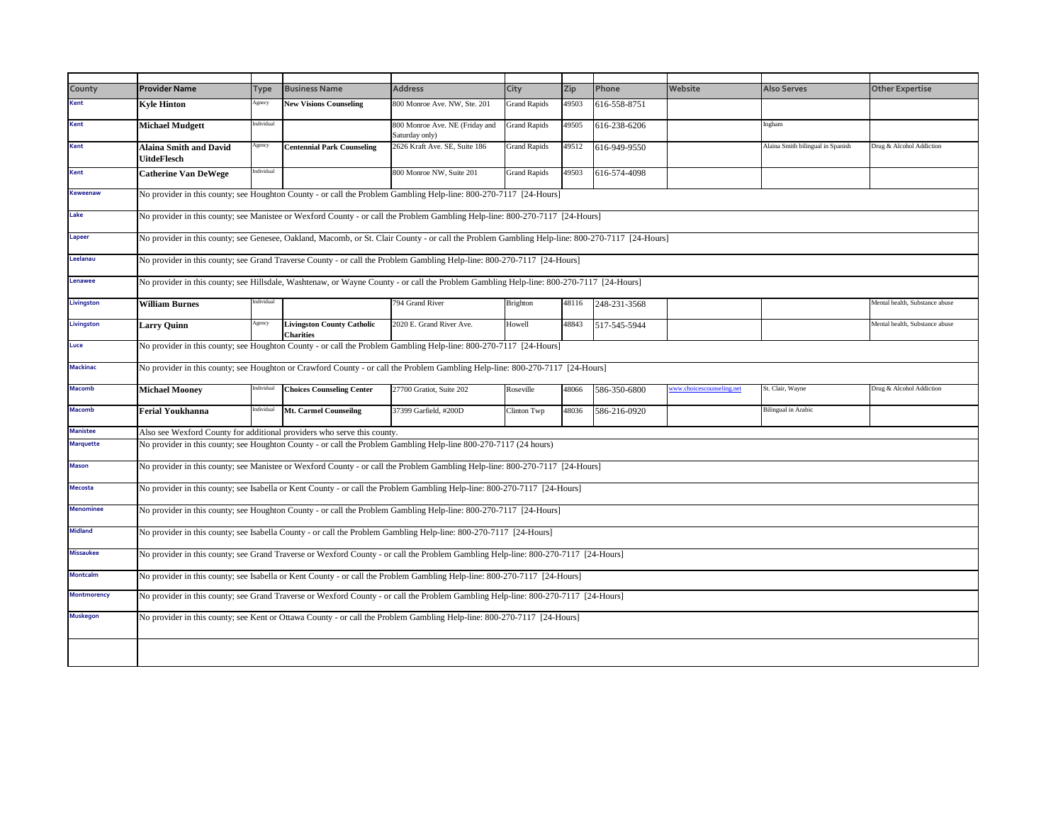| County | Provider Name | Type | Business Name | Address | City | Zip | Phone | Website | Also Serves | Other Expertise |
|---|---|---|---|---|---|---|---|---|---|---|
| Kent | **Kyle Hinton** | Agency | **New Visions Counseling** | 800 Monroe Ave. NW, Ste. 201 | Grand Rapids | 49503 | 616-558-8751 | | | |
| Kent | **Michael Mudgett** | Individual | | 800 Monroe Ave. NE (Friday and Saturday only) | Grand Rapids | 49505 | 616-238-6206 | | Ingham | |
| Kent | **Alaina Smith and David UitdeFlesch** | Agency | **Centennial Park Counseling** | 2626 Kraft Ave. SE, Suite 186 | Grand Rapids | 49512 | 616-949-9550 | | Alaina Smith bilingual in Spanish | Drug & Alcohol Addiction |
| Kent | **Catherine Van DeWege** | Individual | | 800 Monroe NW, Suite 201 | Grand Rapids | 49503 | 616-574-4098 | | | |
| Keweenaw | No provider in this county; see Houghton County - or call the Problem Gambling Help-line: 800-270-7117 [24-Hours] | | | | | | | | | |
| Lake | No provider in this county; see Manistee or Wexford County - or call the Problem Gambling Help-line: 800-270-7117 [24-Hours] | | | | | | | | | |
| Lapeer | No provider in this county; see Genesee, Oakland, Macomb, or St. Clair County - or call the Problem Gambling Help-line: 800-270-7117 [24-Hours] | | | | | | | | | |
| Leelanau | No provider in this county; see Grand Traverse County - or call the Problem Gambling Help-line: 800-270-7117 [24-Hours] | | | | | | | | | |
| Lenawee | No provider in this county; see Hillsdale, Washtenaw, or Wayne County - or call the Problem Gambling Help-line: 800-270-7117 [24-Hours] | | | | | | | | | |
| Livingston | **William Burnes** | Individual | | 794 Grand River | Brighton | 48116 | 248-231-3568 | | | Mental health, Substance abuse |
| Livingston | **Larry Quinn** | Agency | **Livingston County Catholic Charities** | 2020 E. Grand River Ave. | Howell | 48843 | 517-545-5944 | | | Mental health, Substance abuse |
| Luce | No provider in this county; see Houghton County - or call the Problem Gambling Help-line: 800-270-7117 [24-Hours] | | | | | | | | | |
| Mackinac | No provider in this county; see Houghton or Crawford County - or call the Problem Gambling Help-line: 800-270-7117 [24-Hours] | | | | | | | | | |
| Macomb | **Michael Mooney** | Individual | **Choices Counseling Center** | 27700 Gratiot, Suite 202 | Roseville | 48066 | 586-350-6800 | www.choicescounseling.net | St. Clair, Wayne | Drug & Alcohol Addiction |
| Macomb | **Ferial Youkhanna** | Individual | **Mt. Carmel Counseilng** | 37399 Garfield, #200D | Clinton Twp | 48036 | 586-216-0920 | | Bilingual in Arabic | |
| Manistee | Also see Wexford County for additional providers who serve this county. | | | | | | | | | |
| Marquette | No provider in this county; see Houghton County - or call the Problem Gambling Help-line 800-270-7117 (24 hours) | | | | | | | | | |
| Mason | No provider in this county; see Manistee or Wexford County - or call the Problem Gambling Help-line: 800-270-7117 [24-Hours] | | | | | | | | | |
| Mecosta | No provider in this county; see Isabella or Kent County - or call the Problem Gambling Help-line: 800-270-7117 [24-Hours] | | | | | | | | | |
| Menominee | No provider in this county; see Houghton County - or call the Problem Gambling Help-line: 800-270-7117 [24-Hours] | | | | | | | | | |
| Midland | No provider in this county; see Isabella County - or call the Problem Gambling Help-line: 800-270-7117 [24-Hours] | | | | | | | | | |
| Missaukee | No provider in this county; see Grand Traverse or Wexford County - or call the Problem Gambling Help-line: 800-270-7117 [24-Hours] | | | | | | | | | |
| Montcalm | No provider in this county; see Isabella or Kent County - or call the Problem Gambling Help-line: 800-270-7117 [24-Hours] | | | | | | | | | |
| Montmorency | No provider in this county; see Grand Traverse or Wexford County - or call the Problem Gambling Help-line: 800-270-7117 [24-Hours] | | | | | | | | | |
| Muskegon | No provider in this county; see Kent or Ottawa County - or call the Problem Gambling Help-line: 800-270-7117 [24-Hours] | | | | | | | | | |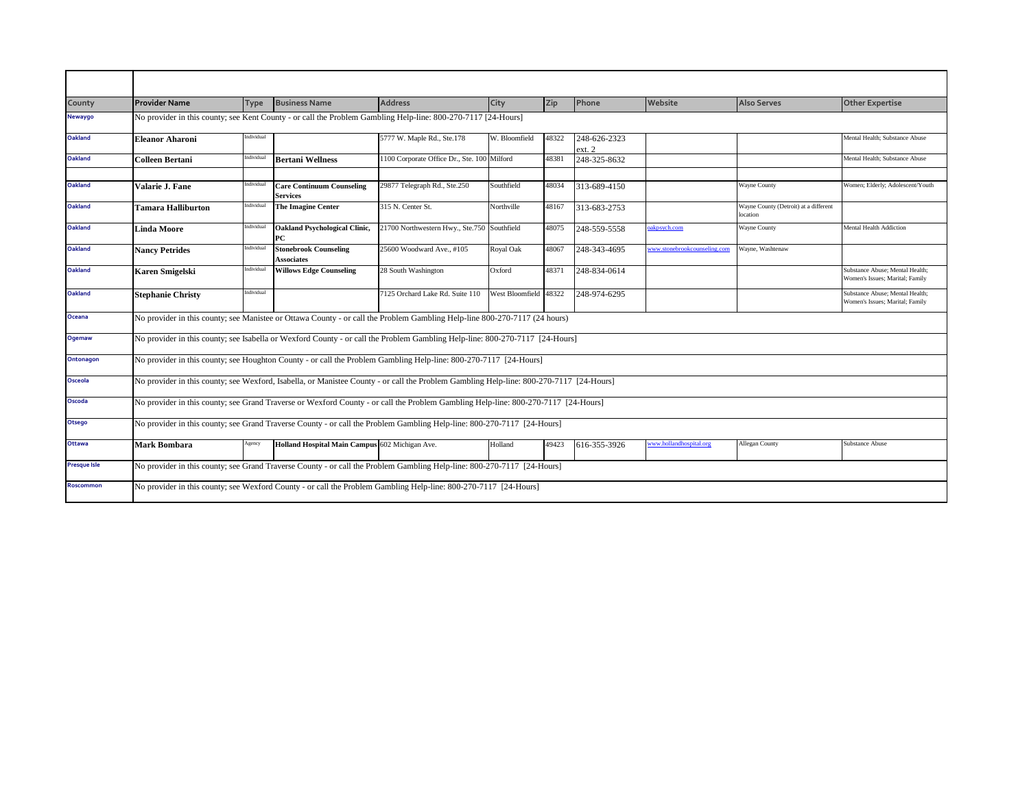| County | Provider Name | Type | Business Name | Address | City | Zip | Phone | Website | Also Serves | Other Expertise |
|---|---|---|---|---|---|---|---|---|---|---|
| Newaygo | No provider in this county; see Kent County - or call the Problem Gambling Help-line: 800-270-7117 [24-Hours] | | | | | | | | | |
| Oakland | **Eleanor Aharoni** | Individual | | 5777 W. Maple Rd., Ste.178 | W. Bloomfield | 48322 | 248-626-2323 ext. 2 | | | Mental Health; Substance Abuse |
| Oakland | **Colleen Bertani** | Individual | **Bertani Wellness** | 1100 Corporate Office Dr., Ste. 100 | Milford | 48381 | 248-325-8632 | | | Mental Health; Substance Abuse |
| | | | | | | | | | | |
| Oakland | **Valarie J. Fane** | Individual | **Care Continuum Counseling Services** | 29877 Telegraph Rd., Ste.250 | Southfield | 48034 | 313-689-4150 | | Wayne County | Women; Elderly; Adolescent/Youth |
| Oakland | **Tamara Halliburton** | Individual | **The Imagine Center** | 315 N. Center St. | Northville | 48167 | 313-683-2753 | | Wayne County (Detroit) at a different location | |
| Oakland | **Linda Moore** | Individual | **Oakland Psychological Clinic, PC** | 21700 Northwestern Hwy., Ste.750 | Southfield | 48075 | 248-559-5558 | oakpsych.com | Wayne County | Mental Health Addiction |
| Oakland | **Nancy Petrides** | Individual | **Stonebrook Counseling Associates** | 25600 Woodward Ave., #105 | Royal Oak | 48067 | 248-343-4695 | www.stonebrookcounseling.com | Wayne, Washtenaw | |
| Oakland | **Karen Smigelski** | Individual | **Willows Edge Counseling** | 28 South Washington | Oxford | 48371 | 248-834-0614 | | | Substance Abuse; Mental Health; Women's Issues; Marital; Family |
| Oakland | **Stephanie Christy** | Individual | | 7125 Orchard Lake Rd. Suite 110 | West Bloomfield | 48322 | 248-974-6295 | | | Substance Abuse; Mental Health; Women's Issues; Marital; Family |
| Oceana | No provider in this county; see Manistee or Ottawa County - or call the Problem Gambling Help-line 800-270-7117 (24 hours) | | | | | | | | | |
| Ogemaw | No provider in this county; see Isabella or Wexford County - or call the Problem Gambling Help-line: 800-270-7117 [24-Hours] | | | | | | | | | |
| Ontonagon | No provider in this county; see Houghton County - or call the Problem Gambling Help-line: 800-270-7117 [24-Hours] | | | | | | | | | |
| Osceola | No provider in this county; see Wexford, Isabella, or Manistee County - or call the Problem Gambling Help-line: 800-270-7117 [24-Hours] | | | | | | | | | |
| Oscoda | No provider in this county; see Grand Traverse or Wexford County - or call the Problem Gambling Help-line: 800-270-7117 [24-Hours] | | | | | | | | | |
| Otsego | No provider in this county; see Grand Traverse County - or call the Problem Gambling Help-line: 800-270-7117 [24-Hours] | | | | | | | | | |
| Ottawa | **Mark Bombara** | Agency | **Holland Hospital Main Campus** | 602 Michigan Ave. | Holland | 49423 | 616-355-3926 | www.hollandhospital.org | Allegan County | Substance Abuse |
| Presque Isle | No provider in this county; see Grand Traverse County - or call the Problem Gambling Help-line: 800-270-7117 [24-Hours] | | | | | | | | | |
| Roscommon | No provider in this county; see Wexford County - or call the Problem Gambling Help-line: 800-270-7117 [24-Hours] | | | | | | | | | |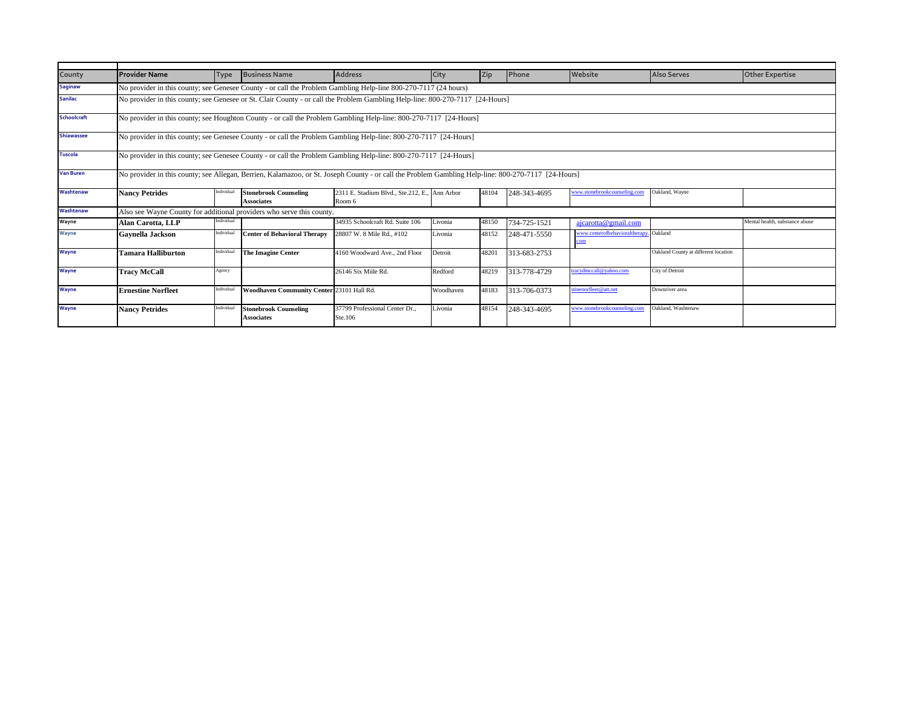| County | Provider Name | Type | Business Name | Address | City | Zip | Phone | Website | Also Serves | Other Expertise |
|---|---|---|---|---|---|---|---|---|---|---|
| Saginaw | No provider in this county; see Genesee County - or call the Problem Gambling Help-line 800-270-7117 (24 hours) | | | | | | | | | |
| Sanilac | No provider in this county; see Genesee or St. Clair County - or call the Problem Gambling Help-line: 800-270-7117 [24-Hours] | | | | | | | | | |
| Schoolcraft | No provider in this county; see Houghton County - or call the Problem Gambling Help-line: 800-270-7117 [24-Hours] | | | | | | | | | |
| Shiawassee | No provider in this county; see Genesee County - or call the Problem Gambling Help-line: 800-270-7117 [24-Hours] | | | | | | | | | |
| Tuscola | No provider in this county; see Genesee County - or call the Problem Gambling Help-line: 800-270-7117 [24-Hours] | | | | | | | | | |
| Van Buren | No provider in this county; see Allegan, Berrien, Kalamazoo, or St. Joseph County - or call the Problem Gambling Help-line: 800-270-7117 [24-Hours] | | | | | | | | | |
| Washtenaw | **Nancy Petrides** | Individual | **Stonebrook Counseling Associates** | 2311 E. Stadium Blvd., Ste.212, E., Room 6 | Ann Arbor | 48104 | 248-343-4695 | www.stonebrookcounseling.com | Oakland, Wayne | |
| Washtenaw | Also see Wayne County for additional providers who serve this county. | | | | | | | | | |
| Wayne | **Alan Carotta, LLP** | Individual | | 34935 Schoolcraft Rd. Suite 106 | Livonia | 48150 | 734-725-1521 | ajcarotta@gmail.com | | Mental health, substance abuse |
| Wayne | **Gaynella Jackson** | Individual | **Center of Behavioral Therapy** | 28807 W. 8 Mile Rd., #102 | Livonia | 48152 | 248-471-5550 | www.centerofbehavioraltherapy.com | Oakland | |
| Wayne | **Tamara Halliburton** | Individual | **The Imagine Center** | 4160 Woodward Ave., 2nd Floor | Detroit | 48201 | 313-683-2753 | | Oakland County at different location | |
| Wayne | **Tracy McCall** | Agency | | 26146 Six Miile Rd. | Redford | 48219 | 313-778-4729 | tracydmccall@yahoo.com | City of Detroit | |
| Wayne | **Ernestine Norfleet** | Individual | **Woodhaven Community Center** | 23101 Hall Rd. | Woodhaven | 48183 | 313-706-0373 | stinenorfleet@att.net | Downriver area | |
| Wayne | **Nancy Petrides** | Individual | **Stonebrook Counseling Associates** | 37799 Professional Center Dr., Ste.106 | Livonia | 48154 | 248-343-4695 | www.stonebrookcounseling.com | Oakland, Washtenaw | |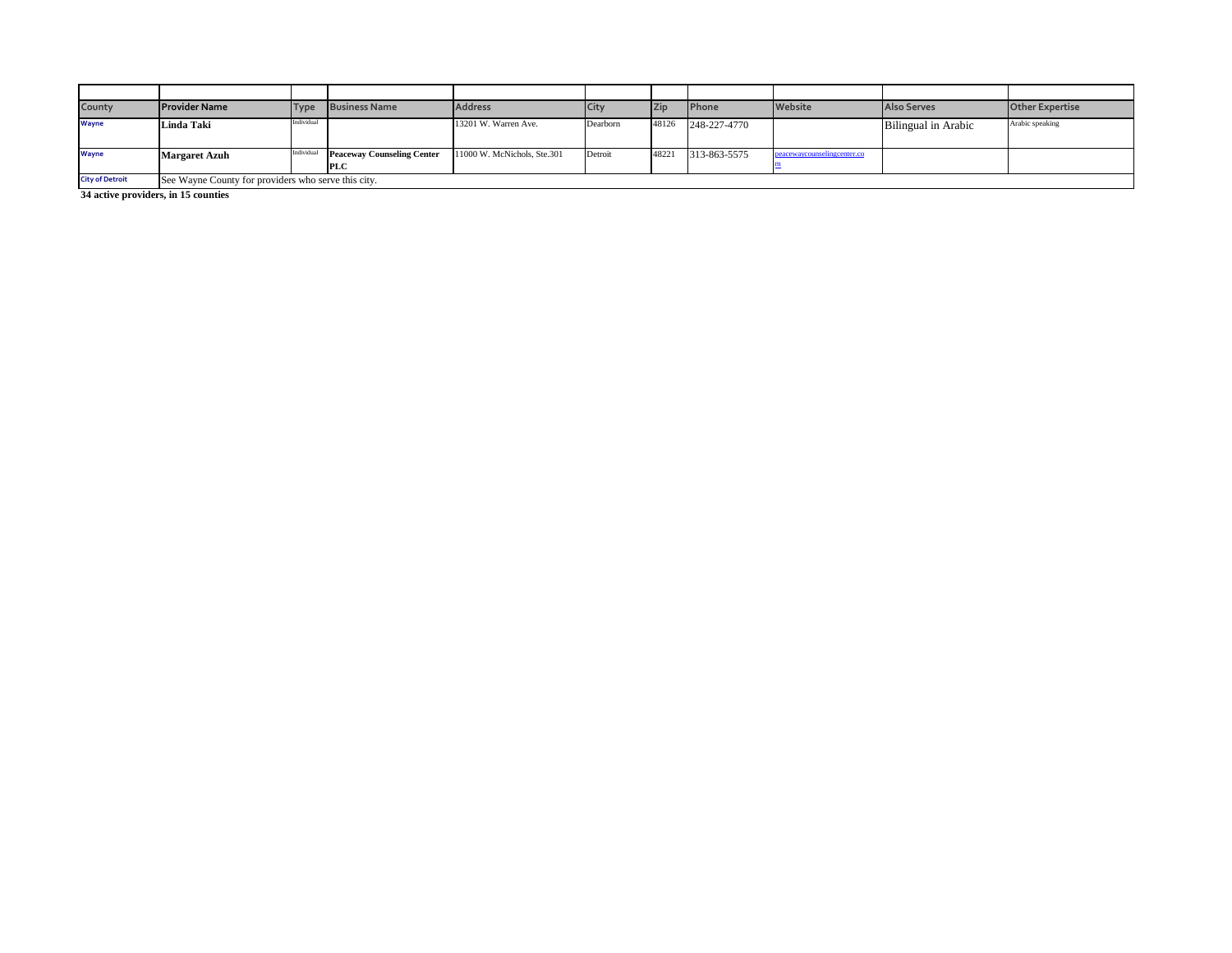| | | | | | | | | | | |
|---|---|---|---|---|---|---|---|---|---|---|
| County | Provider Name | Type | Business Name | Address | City | Zip | Phone | Website | Also Serves | Other Expertise |
| Wayne | **Linda Taki** | Individual | | 13201 W. Warren Ave. | Dearborn | 48126 | 248-227-4770 | | Bilingual in Arabic | Arabic speaking |
| Wayne | **Margaret Azuh** | Individual | **Peaceway Counseling Center PLC** | 11000 W. McNichols, Ste.301 | Detroit | 48221 | 313-863-5575 | peacewaycounselingcenter.com | | |
| City of Detroit | See Wayne County for providers who serve this city. | | | | | | | | | |

**34 active providers, in 15 counties**